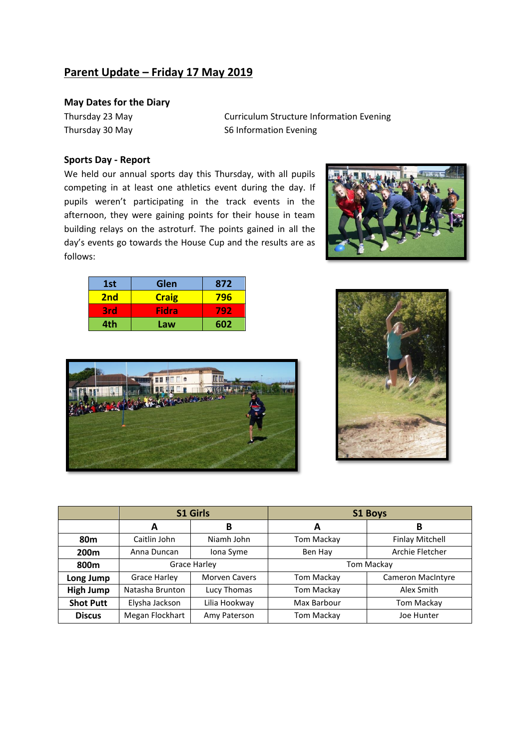# Parent Update – Friday 17 May 2019

### May Dates for the Diary

| | |
|---|---|
| Thursday 23 May | Curriculum Structure Information Evening |
| Thursday 30 May | S6 Information Evening |

### Sports Day - Report

We held our annual sports day this Thursday, with all pupils competing in at least one athletics event during the day. If pupils weren't participating in the track events in the afternoon, they were gaining points for their house in team building relays on the astroturf. The points gained in all the day's events go towards the House Cup and the results are as follows:

| | | |
|---|---|---|
| **1st** | **Glen** | **872** |
| **2nd** | **Craig** | **796** |
| **3rd** | **Fidra** | **792** |
| **4th** | **Law** | **602** |

| | **S1 Girls** | | **S1 Boys** | |
|---|---|---|---|---|
| | **A** | **B** | **A** | **B** |
| **80m** | Caitlin John | Niamh John | Tom Mackay | Finlay Mitchell |
| **200m** | Anna Duncan | Iona Syme | Ben Hay | Archie Fletcher |
| **800m** | Grace Harley | | Tom Mackay | |
| **Long Jump** | Grace Harley | Morven Cavers | Tom Mackay | Cameron MacIntyre |
| **High Jump** | Natasha Brunton | Lucy Thomas | Tom Mackay | Alex Smith |
| **Shot Putt** | Elysha Jackson | Lilia Hookway | Max Barbour | Tom Mackay |
| **Discus** | Megan Flockhart | Amy Paterson | Tom Mackay | Joe Hunter |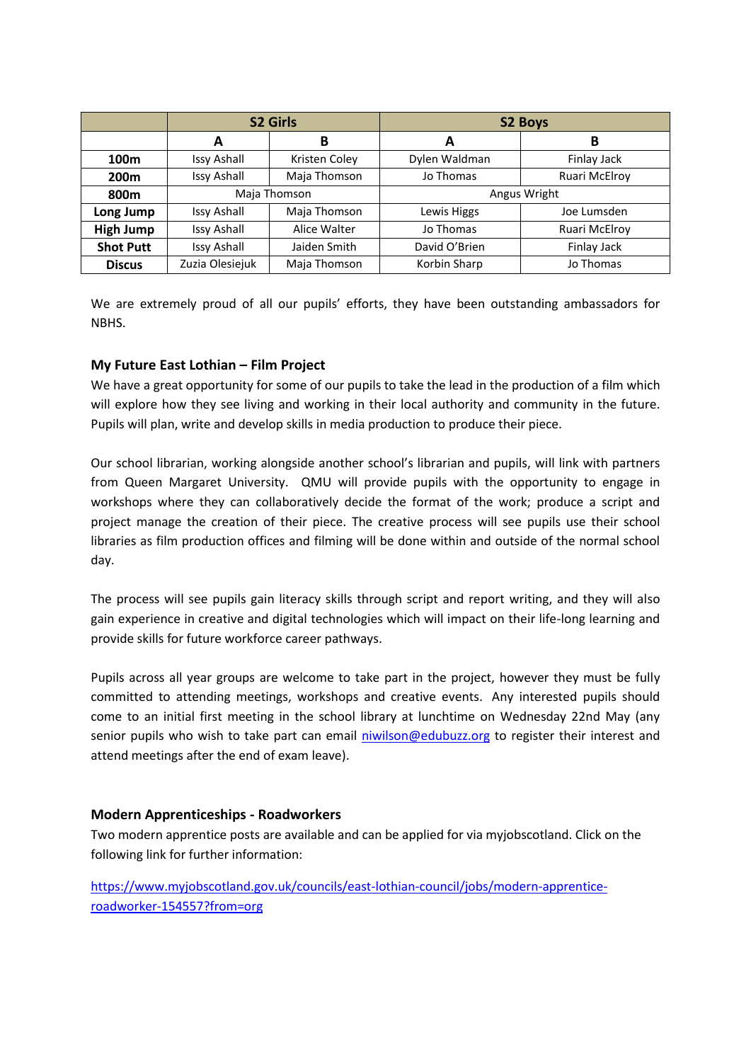| | S2 Girls | | S2 Boys | |
|---|---|---|---|---|
| | **A** | **B** | **A** | **B** |
| **100m** | Issy Ashall | Kristen Coley | Dylen Waldman | Finlay Jack |
| **200m** | Issy Ashall | Maja Thomson | Jo Thomas | Ruari McElroy |
| **800m** | Maja Thomson | | Angus Wright | |
| **Long Jump** | Issy Ashall | Maja Thomson | Lewis Higgs | Joe Lumsden |
| **High Jump** | Issy Ashall | Alice Walter | Jo Thomas | Ruari McElroy |
| **Shot Putt** | Issy Ashall | Jaiden Smith | David O'Brien | Finlay Jack |
| **Discus** | Zuzia Olesiejuk | Maja Thomson | Korbin Sharp | Jo Thomas |

We are extremely proud of all our pupils' efforts, they have been outstanding ambassadors for NBHS.

### My Future East Lothian – Film Project

We have a great opportunity for some of our pupils to take the lead in the production of a film which will explore how they see living and working in their local authority and community in the future. Pupils will plan, write and develop skills in media production to produce their piece.

Our school librarian, working alongside another school's librarian and pupils, will link with partners from Queen Margaret University. QMU will provide pupils with the opportunity to engage in workshops where they can collaboratively decide the format of the work; produce a script and project manage the creation of their piece. The creative process will see pupils use their school libraries as film production offices and filming will be done within and outside of the normal school day.

The process will see pupils gain literacy skills through script and report writing, and they will also gain experience in creative and digital technologies which will impact on their life-long learning and provide skills for future workforce career pathways.

Pupils across all year groups are welcome to take part in the project, however they must be fully committed to attending meetings, workshops and creative events. Any interested pupils should come to an initial first meeting in the school library at lunchtime on Wednesday 22nd May (any senior pupils who wish to take part can email niwilson@edubuzz.org to register their interest and attend meetings after the end of exam leave).

### Modern Apprenticeships - Roadworkers

Two modern apprentice posts are available and can be applied for via myjobscotland. Click on the following link for further information:

https://www.myjobscotland.gov.uk/councils/east-lothian-council/jobs/modern-apprentice-roadworker-154557?from=org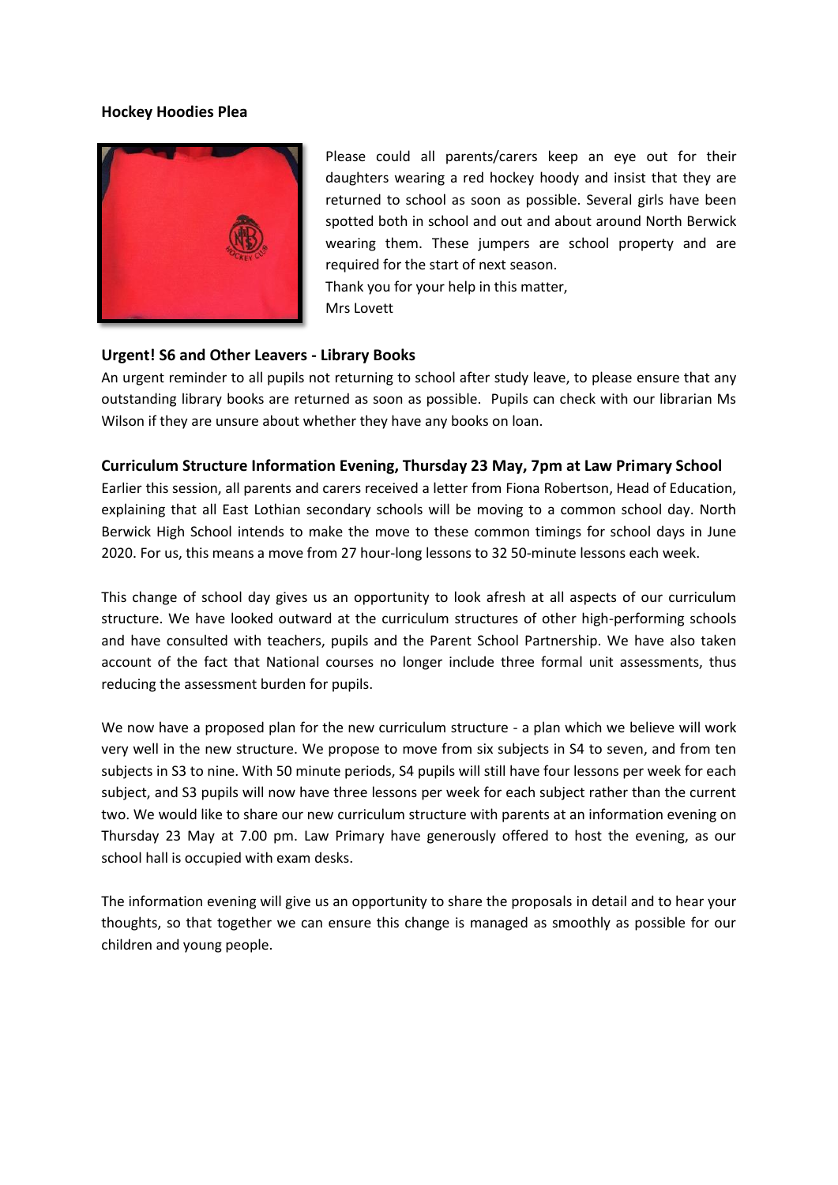**Hockey Hoodies Plea**

Please could all parents/carers keep an eye out for their daughters wearing a red hockey hoody and insist that they are returned to school as soon as possible. Several girls have been spotted both in school and out and about around North Berwick wearing them. These jumpers are school property and are required for the start of next season.

Thank you for your help in this matter,

Mrs Lovett

**Urgent! S6 and Other Leavers - Library Books**

An urgent reminder to all pupils not returning to school after study leave, to please ensure that any outstanding library books are returned as soon as possible. Pupils can check with our librarian Ms Wilson if they are unsure about whether they have any books on loan.

**Curriculum Structure Information Evening, Thursday 23 May, 7pm at Law Primary School**

Earlier this session, all parents and carers received a letter from Fiona Robertson, Head of Education, explaining that all East Lothian secondary schools will be moving to a common school day. North Berwick High School intends to make the move to these common timings for school days in June 2020. For us, this means a move from 27 hour-long lessons to 32 50-minute lessons each week.

This change of school day gives us an opportunity to look afresh at all aspects of our curriculum structure. We have looked outward at the curriculum structures of other high-performing schools and have consulted with teachers, pupils and the Parent School Partnership. We have also taken account of the fact that National courses no longer include three formal unit assessments, thus reducing the assessment burden for pupils.

We now have a proposed plan for the new curriculum structure - a plan which we believe will work very well in the new structure. We propose to move from six subjects in S4 to seven, and from ten subjects in S3 to nine. With 50 minute periods, S4 pupils will still have four lessons per week for each subject, and S3 pupils will now have three lessons per week for each subject rather than the current two. We would like to share our new curriculum structure with parents at an information evening on Thursday 23 May at 7.00 pm. Law Primary have generously offered to host the evening, as our school hall is occupied with exam desks.

The information evening will give us an opportunity to share the proposals in detail and to hear your thoughts, so that together we can ensure this change is managed as smoothly as possible for our children and young people.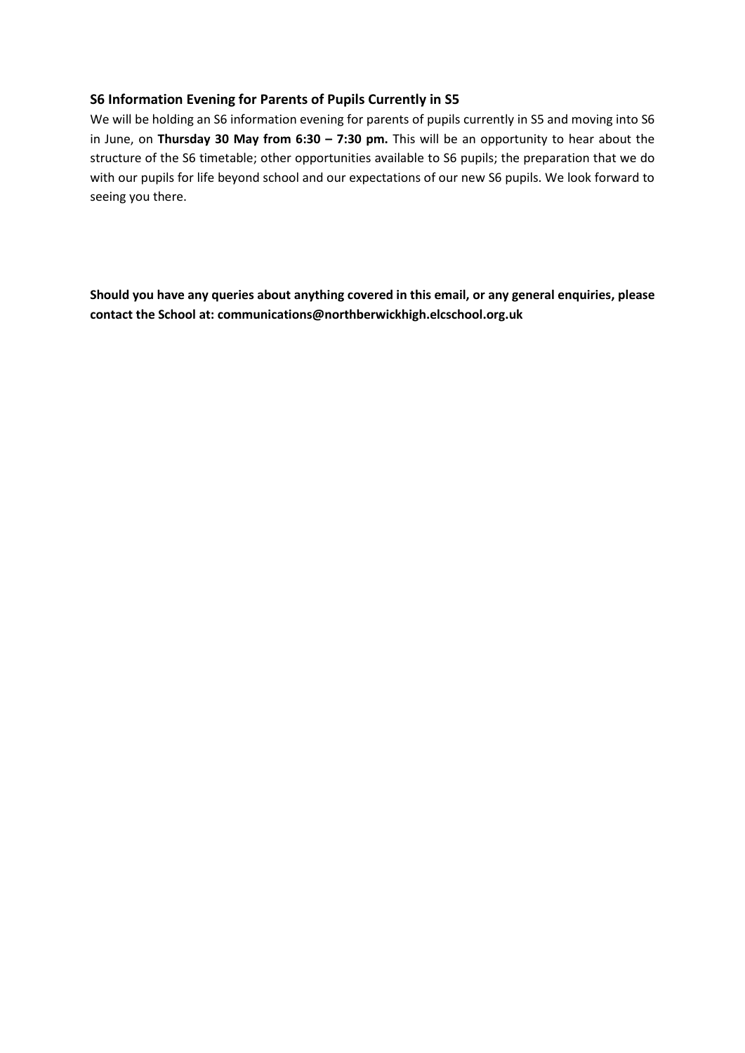### S6 Information Evening for Parents of Pupils Currently in S5

We will be holding an S6 information evening for parents of pupils currently in S5 and moving into S6 in June, on **Thursday 30 May from 6:30 – 7:30 pm.** This will be an opportunity to hear about the structure of the S6 timetable; other opportunities available to S6 pupils; the preparation that we do with our pupils for life beyond school and our expectations of our new S6 pupils. We look forward to seeing you there.

**Should you have any queries about anything covered in this email, or any general enquiries, please contact the School at: communications@northberwickhigh.elcschool.org.uk**